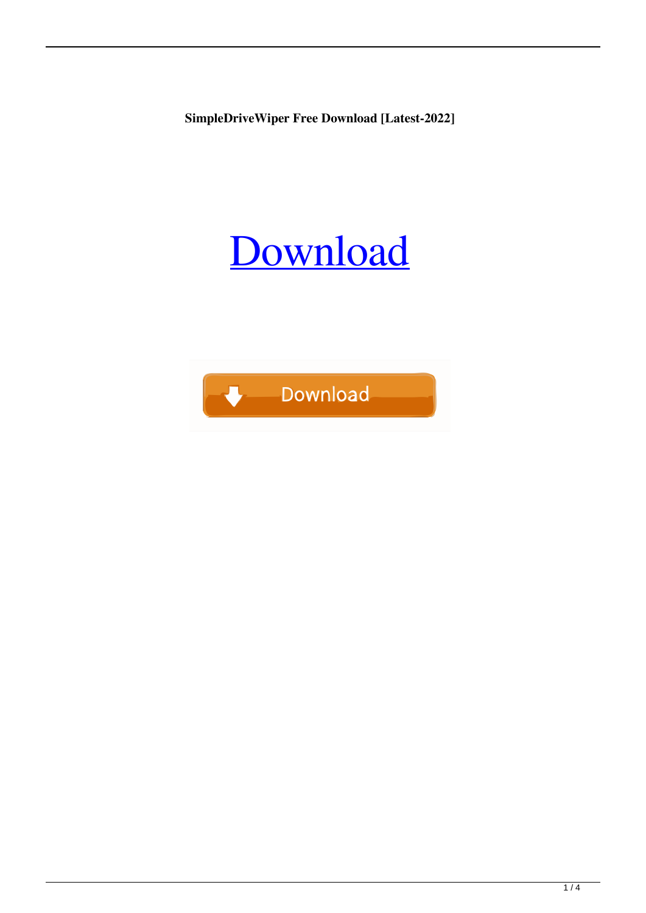**SimpleDriveWiper Free Download [Latest-2022]**

Download

Download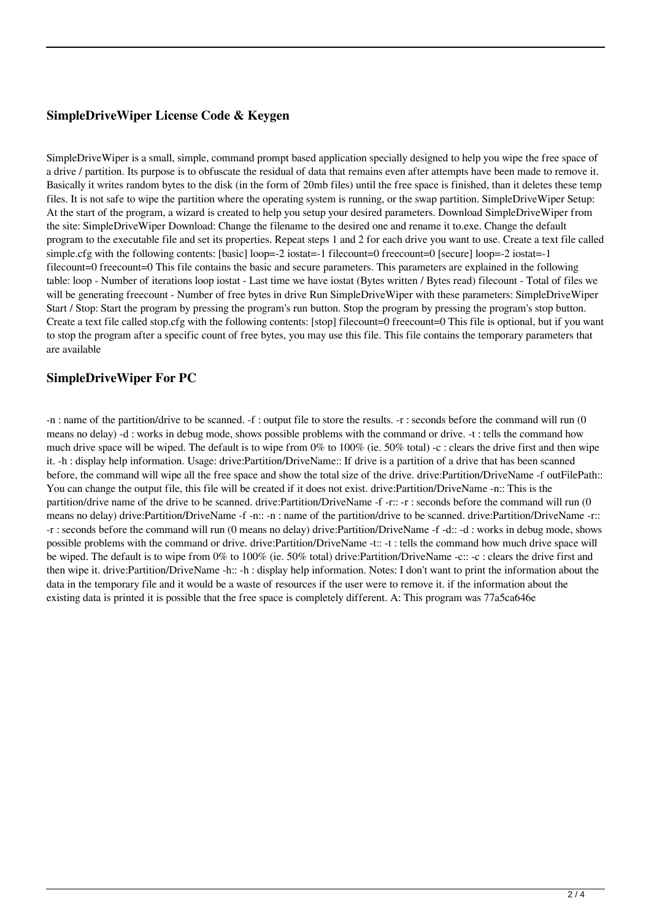### SimpleDriveWiper License Code & Keygen

SimpleDriveWiper is a small, simple, command prompt based application specially designed to help you wipe the free space of a drive / partition. Its purpose is to obfuscate the residual of data that remains even after attempts have been made to remove it. Basically it writes random bytes to the disk (in the form of 20mb files) until the free space is finished, than it deletes these temp files. It is not safe to wipe the partition where the operating system is running, or the swap partition. SimpleDriveWiper Setup: At the start of the program, a wizard is created to help you setup your desired parameters. Download SimpleDriveWiper from the site: SimpleDriveWiper Download: Change the filename to the desired one and rename it to.exe. Change the default program to the executable file and set its properties. Repeat steps 1 and 2 for each drive you want to use. Create a text file called simple.cfg with the following contents: [basic] loop=-2 iostat=-1 filecount=0 freecount=0 [secure] loop=-2 iostat=-1 filecount=0 freecount=0 This file contains the basic and secure parameters. This parameters are explained in the following table: loop - Number of iterations loop iostat - Last time we have iostat (Bytes written / Bytes read) filecount - Total of files we will be generating freecount - Number of free bytes in drive Run SimpleDriveWiper with these parameters: SimpleDriveWiper Start / Stop: Start the program by pressing the program's run button. Stop the program by pressing the program's stop button. Create a text file called stop.cfg with the following contents: [stop] filecount=0 freecount=0 This file is optional, but if you want to stop the program after a specific count of free bytes, you may use this file. This file contains the temporary parameters that are available

### SimpleDriveWiper For PC

-n : name of the partition/drive to be scanned. -f : output file to store the results. -r : seconds before the command will run (0 means no delay) -d : works in debug mode, shows possible problems with the command or drive. -t : tells the command how much drive space will be wiped. The default is to wipe from 0% to 100% (ie. 50% total) -c : clears the drive first and then wipe it. -h : display help information. Usage: drive:Partition/DriveName:: If drive is a partition of a drive that has been scanned before, the command will wipe all the free space and show the total size of the drive. drive:Partition/DriveName -f outFilePath:: You can change the output file, this file will be created if it does not exist. drive:Partition/DriveName -n:: This is the partition/drive name of the drive to be scanned. drive:Partition/DriveName -f -r:: -r : seconds before the command will run (0 means no delay) drive:Partition/DriveName -f -n:: -n : name of the partition/drive to be scanned. drive:Partition/DriveName -r:: -r : seconds before the command will run (0 means no delay) drive:Partition/DriveName -f -d:: -d : works in debug mode, shows possible problems with the command or drive. drive:Partition/DriveName -t:: -t : tells the command how much drive space will be wiped. The default is to wipe from 0% to 100% (ie. 50% total) drive:Partition/DriveName -c:: -c : clears the drive first and then wipe it. drive:Partition/DriveName -h:: -h : display help information. Notes: I don't want to print the information about the data in the temporary file and it would be a waste of resources if the user were to remove it. if the information about the existing data is printed it is possible that the free space is completely different. A: This program was 77a5ca646e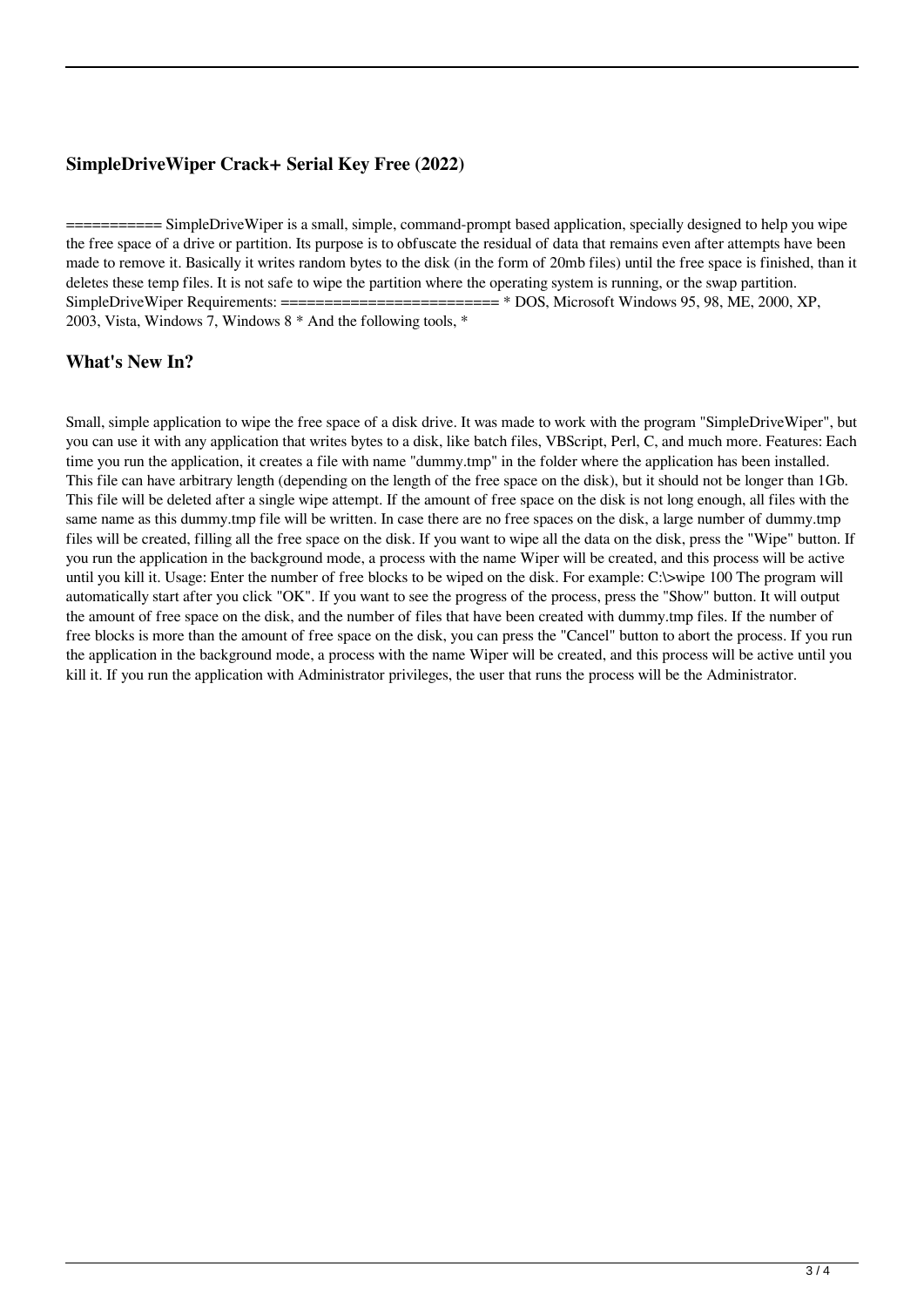### SimpleDriveWiper Crack+ Serial Key Free (2022)

=========== SimpleDriveWiper is a small, simple, command-prompt based application, specially designed to help you wipe the free space of a drive or partition. Its purpose is to obfuscate the residual of data that remains even after attempts have been made to remove it. Basically it writes random bytes to the disk (in the form of 20mb files) until the free space is finished, than it deletes these temp files. It is not safe to wipe the partition where the operating system is running, or the swap partition. SimpleDriveWiper Requirements: ========================= * DOS, Microsoft Windows 95, 98, ME, 2000, XP, 2003, Vista, Windows 7, Windows 8 * And the following tools, *

### What's New In?

Small, simple application to wipe the free space of a disk drive. It was made to work with the program "SimpleDriveWiper", but you can use it with any application that writes bytes to a disk, like batch files, VBScript, Perl, C, and much more. Features: Each time you run the application, it creates a file with name "dummy.tmp" in the folder where the application has been installed. This file can have arbitrary length (depending on the length of the free space on the disk), but it should not be longer than 1Gb. This file will be deleted after a single wipe attempt. If the amount of free space on the disk is not long enough, all files with the same name as this dummy.tmp file will be written. In case there are no free spaces on the disk, a large number of dummy.tmp files will be created, filling all the free space on the disk. If you want to wipe all the data on the disk, press the "Wipe" button. If you run the application in the background mode, a process with the name Wiper will be created, and this process will be active until you kill it. Usage: Enter the number of free blocks to be wiped on the disk. For example: C:\>wipe 100 The program will automatically start after you click "OK". If you want to see the progress of the process, press the "Show" button. It will output the amount of free space on the disk, and the number of files that have been created with dummy.tmp files. If the number of free blocks is more than the amount of free space on the disk, you can press the "Cancel" button to abort the process. If you run the application in the background mode, a process with the name Wiper will be created, and this process will be active until you kill it. If you run the application with Administrator privileges, the user that runs the process will be the Administrator.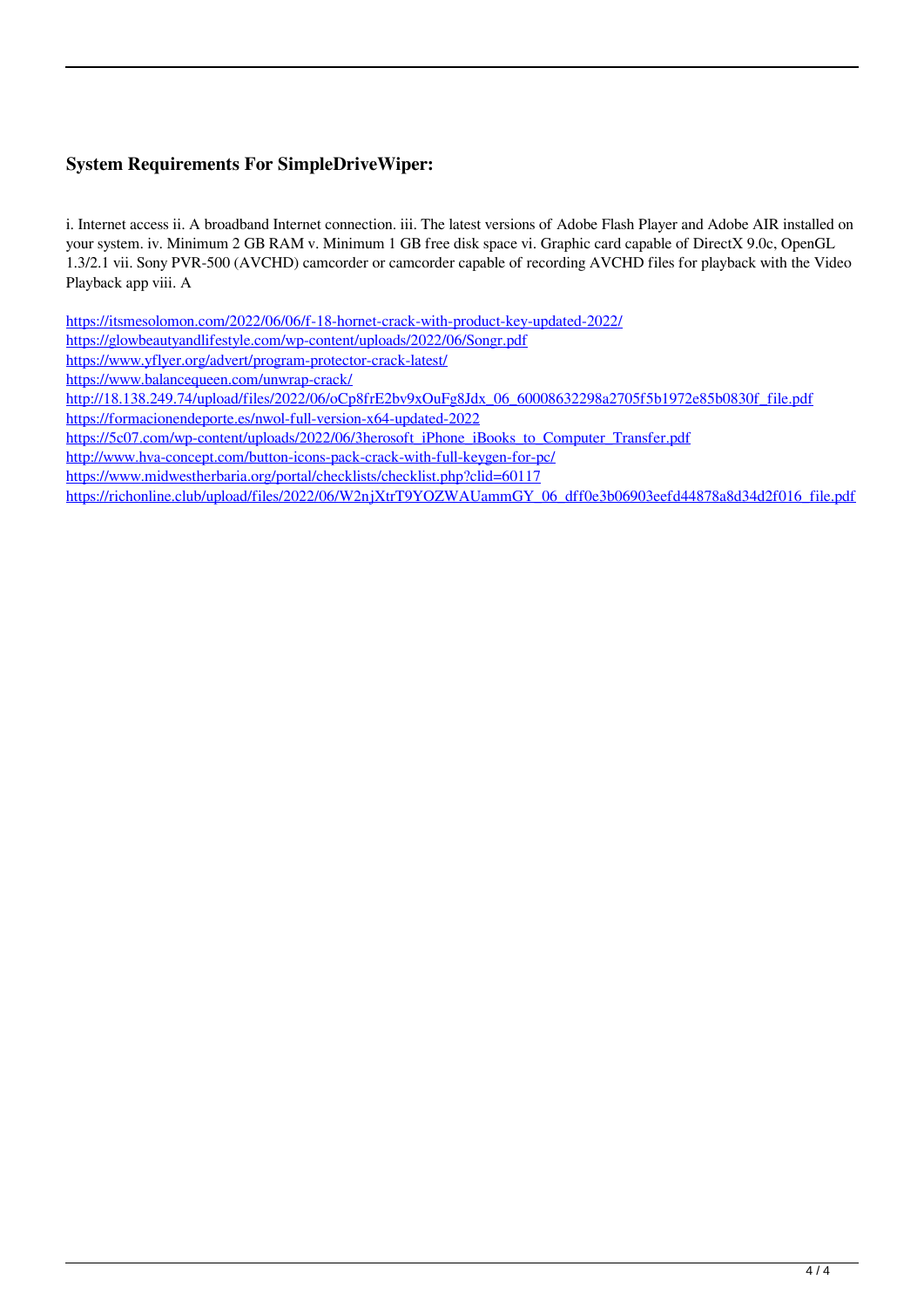### System Requirements For SimpleDriveWiper:

i. Internet access ii. A broadband Internet connection. iii. The latest versions of Adobe Flash Player and Adobe AIR installed on your system. iv. Minimum 2 GB RAM v. Minimum 1 GB free disk space vi. Graphic card capable of DirectX 9.0c, OpenGL 1.3/2.1 vii. Sony PVR-500 (AVCHD) camcorder or camcorder capable of recording AVCHD files for playback with the Video Playback app viii. A

https://itsmesolomon.com/2022/06/06/f-18-hornet-crack-with-product-key-updated-2022/
https://glowbeautyandlifestyle.com/wp-content/uploads/2022/06/Songr.pdf
https://www.yflyer.org/advert/program-protector-crack-latest/
https://www.balancequeen.com/unwrap-crack/
http://18.138.249.74/upload/files/2022/06/oCp8frE2bv9xOuFg8Jdx_06_60008632298a2705f5b1972e85b0830f_file.pdf
https://formacionendeporte.es/nwol-full-version-x64-updated-2022
https://5c07.com/wp-content/uploads/2022/06/3herosoft_iPhone_iBooks_to_Computer_Transfer.pdf
http://www.hva-concept.com/button-icons-pack-crack-with-full-keygen-for-pc/
https://www.midwestherbaria.org/portal/checklists/checklist.php?clid=60117
https://richonline.club/upload/files/2022/06/W2njXtrT9YOZWAUammGY_06_dff0e3b06903eefd44878a8d34d2f016_file.pdf